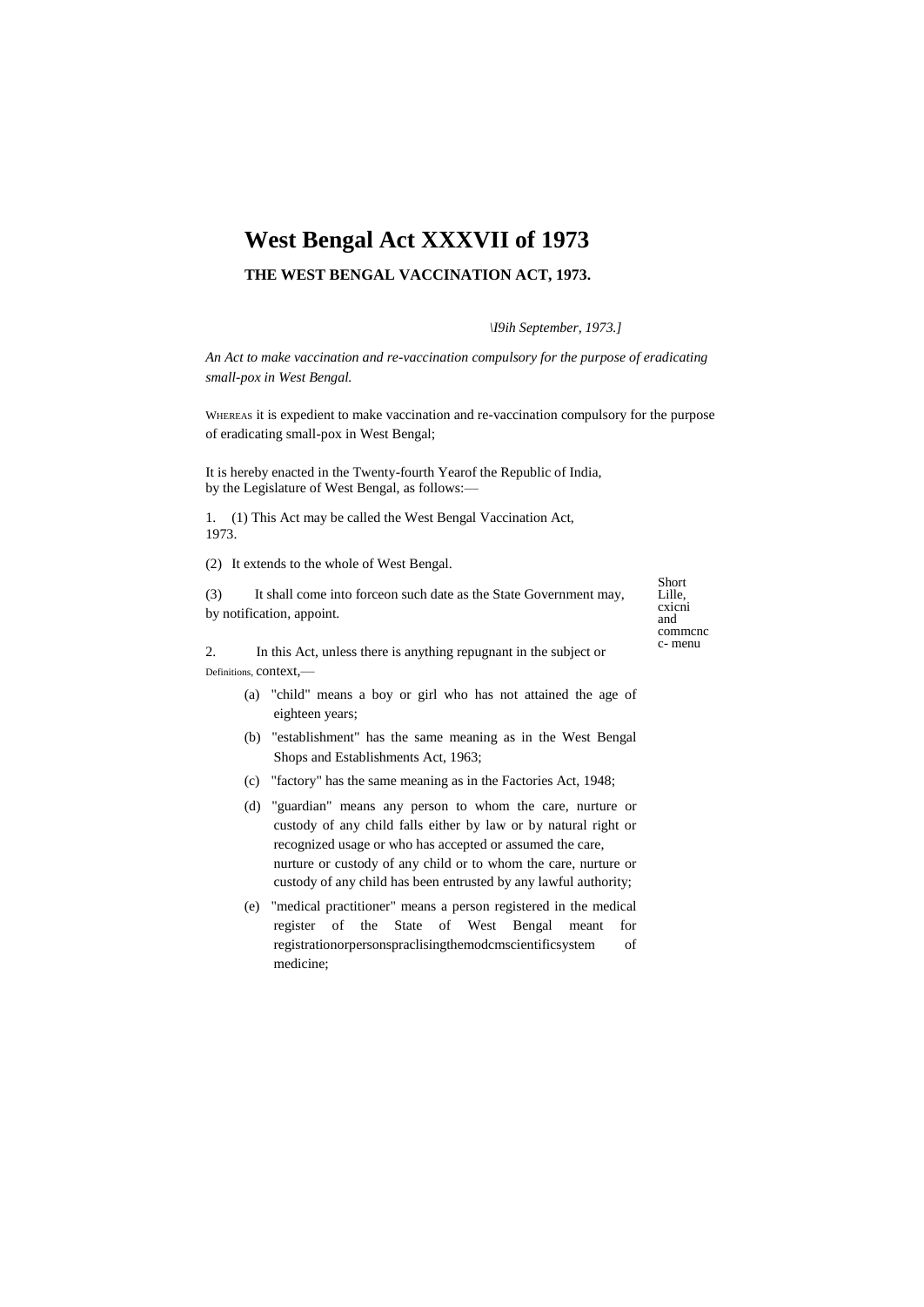# West Bengal Act XXXVII of 1973

## THE WEST BENGAL VACCINATION ACT, 1973.

*\I9ih September, 1973.]*

*An Act to make vaccination and re-vaccination compulsory for the purpose of eradicating small-pox in West Bengal.*

WHEREAS it is expedient to make vaccination and re-vaccination compulsory for the purpose of eradicating small-pox in West Bengal;

It is hereby enacted in the Twenty-fourth Yearof the Republic of India, by the Legislature of West Bengal, as follows:—

Short Lille, cxicni and commcnc c- menu

1. (1) This Act may be called the West Bengal Vaccination Act, 1973.

(2) It extends to the whole of West Bengal.

(3) It shall come into forceon such date as the State Government may, by notification, appoint.

Definitions.

2. In this Act, unless there is anything repugnant in the subject or context,—

(a) "child" means a boy or girl who has not attained the age of eighteen years;

(b) "establishment" has the same meaning as in the West Bengal Shops and Establishments Act, 1963;

(c) "factory" has the same meaning as in the Factories Act, 1948;

(d) "guardian" means any person to whom the care, nurture or custody of any child falls either by law or by natural right or recognized usage or who has accepted or assumed the care, nurture or custody of any child or to whom the care, nurture or custody of any child has been entrusted by any lawful authority;

(e) "medical practitioner" means a person registered in the medical register of the State of West Bengal meant for registrationorpersonspraclisingthemodcmscientificsystem of medicine;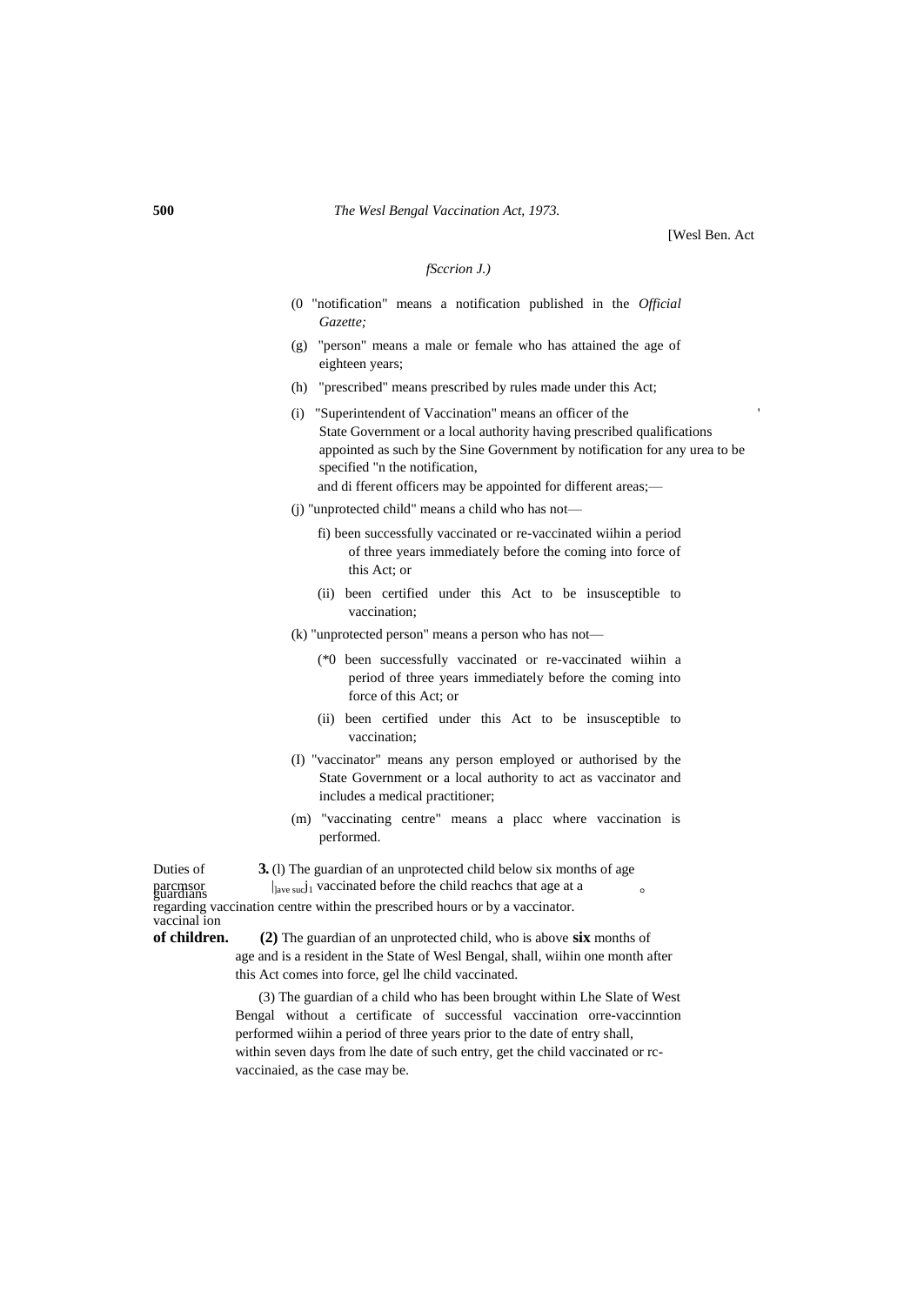*(Section 2.)*

(f) "notification" means a notification published in the *Official Gazette;*

(g) "person" means a male or female who has attained the age of eighteen years;

(h) "prescribed" means prescribed by rules made under this Act;

(i) "Superintendent of Vaccination" means an officer of the State Government or a local authority having prescribed qualifications appointed as such by the Sine Government by notification for any urea to be specified "n the notification,

and di fferent officers may be appointed for different areas;—

(j) "unprotected child" means a child who has not—

(i) been successfully vaccinated or re-vaccinated wiihin a period of three years immediately before the coming into force of this Act; or

(ii) been certified under this Act to be insusceptible to vaccination;

(k) "unprotected person" means a person who has not—

(i) been successfully vaccinated or re-vaccinated wiihin a period of three years immediately before the coming into force of this Act; or

(ii) been certified under this Act to be insusceptible to vaccination;

(l) "vaccinator" means any person employed or authorised by the State Government or a local authority to act as vaccinator and includes a medical practitioner;

(m) "vaccinating centre" means a placc where vaccination is performed.

Duties of parcmsor guardians regarding vaccinal ion of children.

**3.** (l) The guardian of an unprotected child below six months of age shall have such child vaccinated before the child reachcs that age at a vaccination centre within the prescribed hours or by a vaccinator.

**(2)** The guardian of an unprotected child, who is above **six** months of age and is a resident in the State of Wesl Bengal, shall, wiihin one month after this Act comes into force, gel lhe child vaccinated.

(3) The guardian of a child who has been brought within Lhe Slate of West Bengal without a certificate of successful vaccination orre-vaccinntion performed wiihin a period of three years prior to the date of entry shall, within seven days from lhe date of such entry, get the child vaccinated or rc-vaccinaied, as the case may be.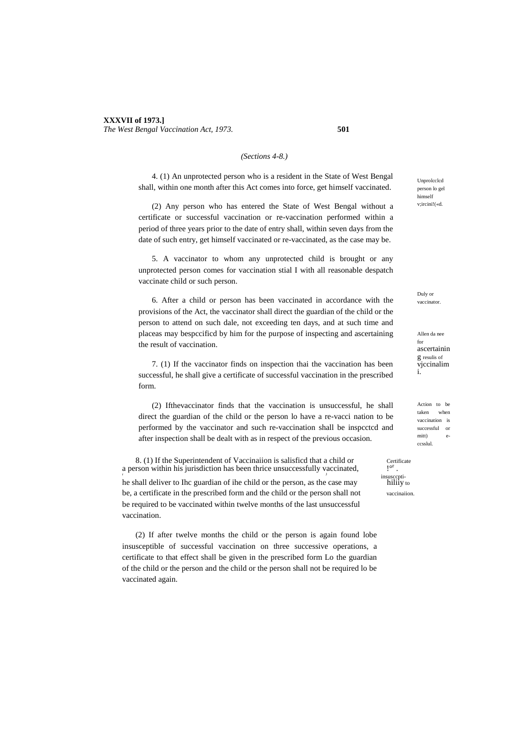*(Sections 4-8.)*

Unprolcclcd person lo gel himself v;ircini!(«d.

4. (1) An unprotected person who is a resident in the State of West Bengal shall, within one month after this Act comes into force, get himself vaccinated.

(2) Any person who has entered the State of West Bengal without a certificate or successful vaccination or re-vaccination performed within a period of three years prior to the date of entry shall, within seven days from the date of such entry, get himself vaccinated or re-vaccinated, as the case may be.

Duly or vaccinator.

5. A vaccinator to whom any unprotected child is brought or any unprotected person comes for vaccination stial I with all reasonable despatch vaccinate child or such person.

Allen da nee for ascertainin g resulis of vjccinalim i.

6. After a child or person has been vaccinated in accordance with the provisions of the Act, the vaccinator shall direct the guardian of the child or the person to attend on such dale, not exceeding ten days, and at such time and placeas may bespccificd by him for the purpose of inspecting and ascertaining the result of vaccination.

Action to be taken when vaccination is successful or mitt) e-ccsslul.

7. (1) If the vaccinator finds on inspection thai the vaccination has been successful, he shall give a certificate of successful vaccination in the prescribed form.

(2) Ifthevaccinator finds that the vaccination is unsuccessful, he shall direct the guardian of the child or the person lo have a re-vacci nation to be performed by the vaccinator and such re-vaccination shall be inspcctcd and after inspection shall be dealt with as in respect of the previous occasion.

Certificate !or . insusccpti-hiliiy to vaccinaiion.

8. (1) If the Superintendent of Vaccinaiion is salisficd that a child or a person within his jurisdiction has been thrice unsuccessfully vaccinated, he shall deliver to Ihc guardian of ihe child or the person, as the case may be, a certificate in the prescribed form and the child or the person shall not be required to be vaccinated within twelve months of the last unsuccessful vaccination.

(2) If after twelve months the child or the person is again found lobe insusceptible of successful vaccination on three successive operations, a certificate to that effect shall be given in the prescribed form Lo the guardian of the child or the person and the child or the person shall not be required lo be vaccinated again.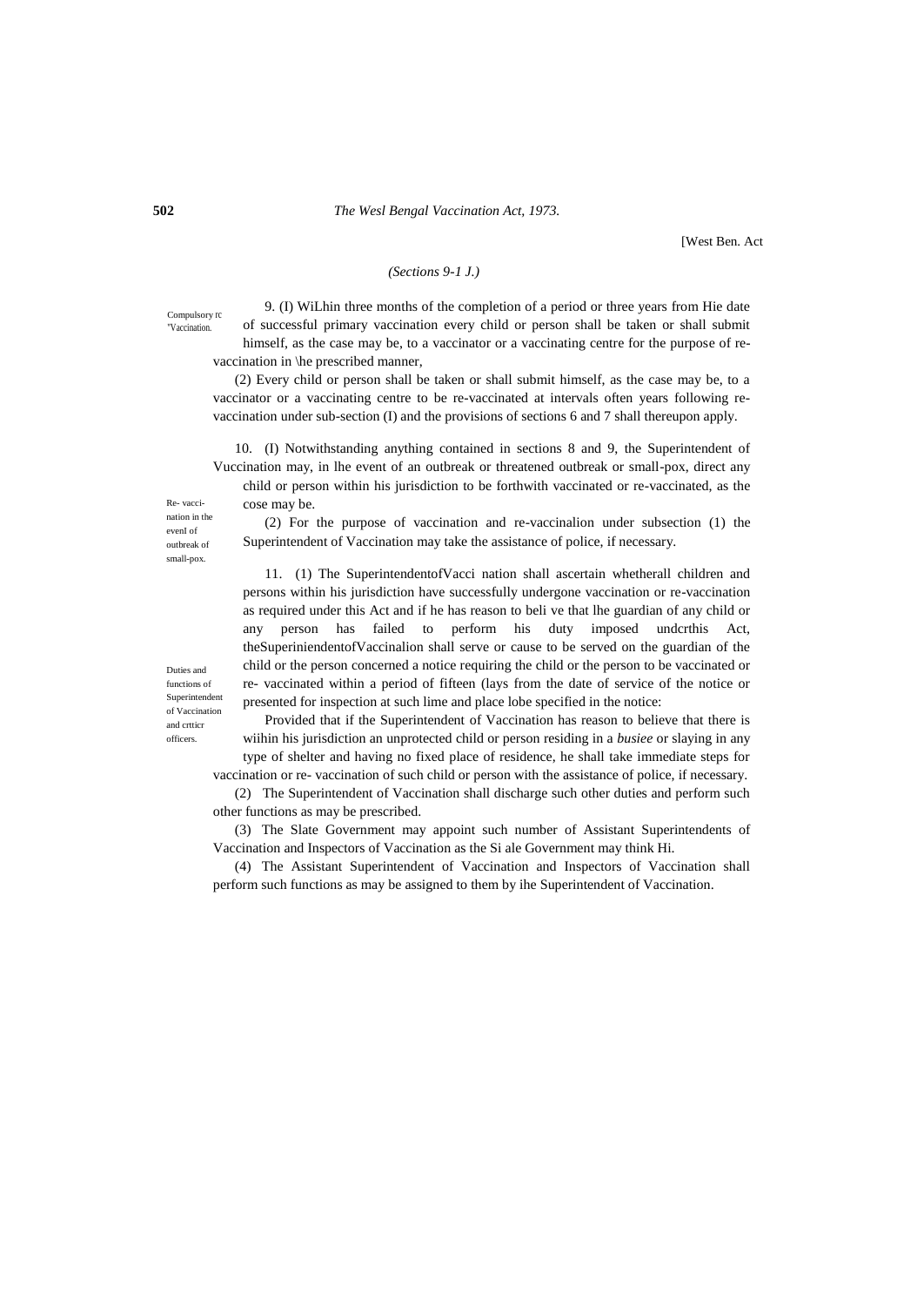[West Ben. Act

*(Sections 9-1 J.)*

Compulsory rc "Vaccination.

9. (I) WiLhin three months of the completion of a period or three years from Hie date of successful primary vaccination every child or person shall be taken or shall submit himself, as the case may be, to a vaccinator or a vaccinating centre for the purpose of re-vaccination in \he prescribed manner,

(2) Every child or person shall be taken or shall submit himself, as the case may be, to a vaccinator or a vaccinating centre to be re-vaccinated at intervals often years following re-vaccination under sub-section (I) and the provisions of sections 6 and 7 shall thereupon apply.

Re- vaccination in the evenI of outbreak of small-pox.

10. (I) Notwithstanding anything contained in sections 8 and 9, the Superintendent of Vuccination may, in lhe event of an outbreak or threatened outbreak or small-pox, direct any child or person within his jurisdiction to be forthwith vaccinated or re-vaccinated, as the cose may be.

(2) For the purpose of vaccination and re-vaccinalion under subsection (1) the Superintendent of Vaccination may take the assistance of police, if necessary.

Duties and functions of Superintendent of Vaccination and crtticr officers.

11. (1) The SuperintendentofVacci nation shall ascertain whetherall children and persons within his jurisdiction have successfully undergone vaccination or re-vaccination as required under this Act and if he has reason to beli ve that lhe guardian of any child or any person has failed to perform his duty imposed undcrthis Act, theSuperiniendentofVaccinalion shall serve or cause to be served on the guardian of the child or the person concerned a notice requiring the child or the person to be vaccinated or re- vaccinated within a period of fifteen (lays from the date of service of the notice or presented for inspection at such lime and place lobe specified in the notice:

Provided that if the Superintendent of Vaccination has reason to believe that there is wiihin his jurisdiction an unprotected child or person residing in a *busiee* or slaying in any type of shelter and having no fixed place of residence, he shall take immediate steps for vaccination or re- vaccination of such child or person with the assistance of police, if necessary.

(2) The Superintendent of Vaccination shall discharge such other duties and perform such other functions as may be prescribed.

(3) The Slate Government may appoint such number of Assistant Superintendents of Vaccination and Inspectors of Vaccination as the Si ale Government may think Hi.

(4) The Assistant Superintendent of Vaccination and Inspectors of Vaccination shall perform such functions as may be assigned to them by ihe Superintendent of Vaccination.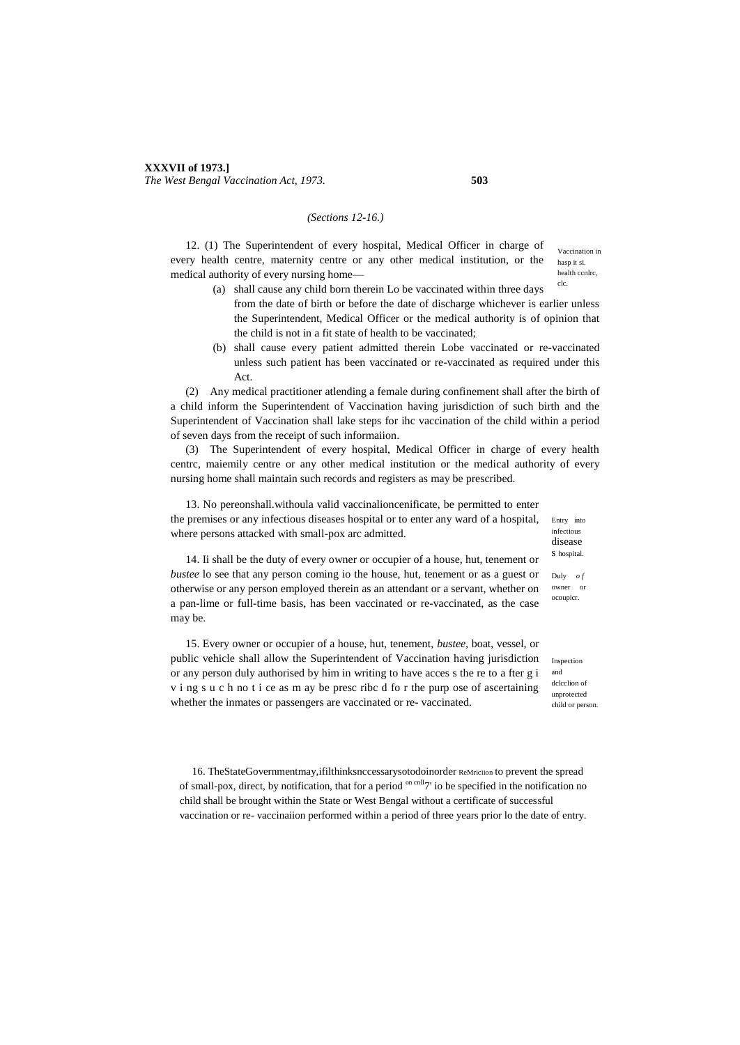*(Sections 12-16.)*

12. (1) The Superintendent of every hospital, Medical Officer in charge of every health centre, maternity centre or any other medical institution, or the medical authority of every nursing home—

Vaccination in hasp it si. health ccnlrc, clc.

(a) shall cause any child born therein Lo be vaccinated within three days from the date of birth or before the date of discharge whichever is earlier unless the Superintendent, Medical Officer or the medical authority is of opinion that the child is not in a fit state of health to be vaccinated;

(b) shall cause every patient admitted therein Lobe vaccinated or re-vaccinated unless such patient has been vaccinated or re-vaccinated as required under this Act.

(2) Any medical practitioner atlending a female during confinement shall after the birth of a child inform the Superintendent of Vaccination having jurisdiction of such birth and the Superintendent of Vaccination shall lake steps for ihc vaccination of the child within a period of seven days from the receipt of such informaiion.

(3) The Superintendent of every hospital, Medical Officer in charge of every health centrc, maiemily centre or any other medical institution or the medical authority of every nursing home shall maintain such records and registers as may be prescribed.

Entry into infectious diseases hospital.

13. No pereonshall.withoula valid vaccinalioncenificate, be permitted to enter the premises or any infectious diseases hospital or to enter any ward of a hospital, where persons attacked with small-pox arc admitted.

Duly of owner or ocoupicr.

14. Ii shall be the duty of every owner or occupier of a house, hut, tenement or *bustee* lo see that any person coming io the house, hut, tenement or as a guest or otherwise or any person employed therein as an attendant or a servant, whether on a pan-lime or full-time basis, has been vaccinated or re-vaccinated, as the case may be.

Inspection and dclcclion of unprotected child or person.

15. Every owner or occupier of a house, hut, tenement, *bustee*, boat, vessel, or public vehicle shall allow the Superintendent of Vaccination having jurisdiction or any person duly authorised by him in writing to have acces s the re to a fter g i v i ng s u c h no t i ce as m ay be presc ribc d fo r the purp ose of ascertaining whether the inmates or passengers are vaccinated or re- vaccinated.

ReMriciion

16. TheStateGovernmentmay,ifilthinksnccessarysotodoinorder to prevent the spread of small-pox, direct, by notification, that for a period on cnll 7' io be specified in the notification no child shall be brought within the State or West Bengal without a certificate of successful vaccination or re- vaccinaiion performed within a period of three years prior lo the date of entry.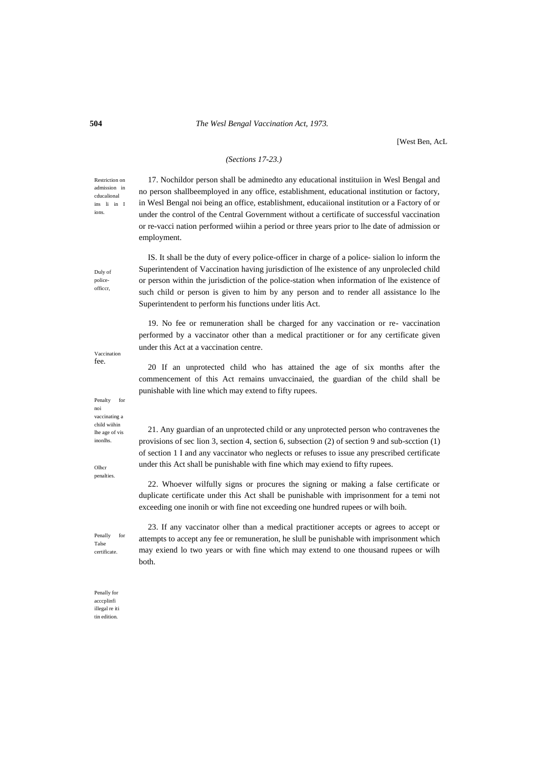[West Ben, AcL

*(Sections 17-23.)*

Restriction on admission in cducalional ins li in I ions.

17. Nochildor person shall be adminedto any educational instituiion in Wesl Bengal and no person shallbeemployed in any office, establishment, educational institution or factory, in Wesl Bengal noi being an office, establishment, educaiional institution or a Factory of or under the control of the Central Government without a certificate of successful vaccination or re-vacci nation performed wiihin a period or three years prior to lhe date of admission or employment.

Duly of police-officcr,

IS. It shall be the duty of every poIice-officer in charge of a police- sialion lo inform the Superintendent of Vaccination having jurisdiction of lhe existence of any unprolecled child or person within the jurisdiction of the police-station when information of lhe existence of such child or person is given to him by any person and to render all assistance lo lhe Superintendent to perform his functions under litis Act.

Vaccination fee.

19. No fee or remuneration shall be charged for any vaccination or re- vaccination performed by a vaccinator other than a medical practitioner or for any certificate given under this Act at a vaccination centre.

Penalty for noi vaccinating a child wiihin lhe age of vis inonlhs.

20 If an unprotected child who has attained the age of six months after the commencement of this Act remains unvaccinaied, the guardian of the child shall be punishable with line which may extend to fifty rupees.

Olhcr penalties.

21. Any guardian of an unprotected child or any unprotected person who contravenes the provisions of sec lion 3, section 4, section 6, subsection (2) of section 9 and sub-scction (1) of section 1 I and any vaccinator who neglects or refuses to issue any prescribed certificate under this Act shall be punishable with fine which may exiend to fifty rupees.

Penally for Talse certificate.

22. Whoever wilfully signs or procures the signing or making a false certificate or duplicate certificate under this Act shall be punishable with imprisonment for a temi not exceeding one inonih or with fine not exceeding one hundred rupees or wilh boih.

Penally for acccplinfi illegal re iti tin edition.

23. If any vaccinator olher than a medical practitioner accepts or agrees to accept or attempts to accept any fee or remuneration, he slull be punishable with imprisonment which may exiend lo two years or with fine which may extend to one thousand rupees or wilh both.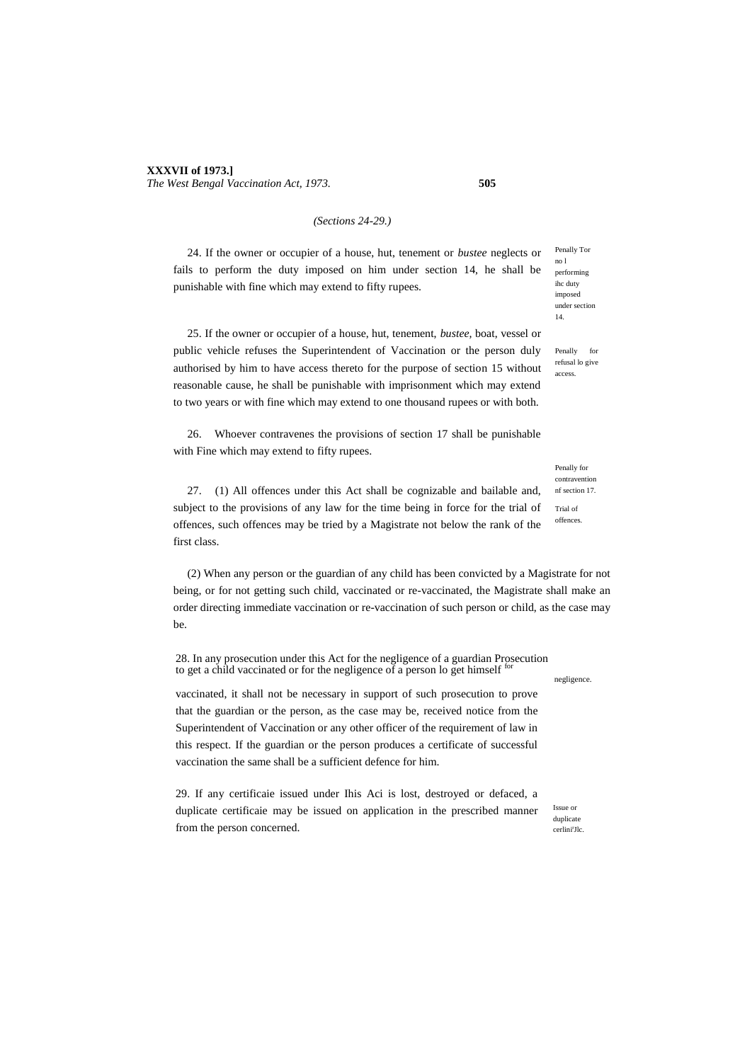(Sections 24-29.)

Penally Tor no l performing ihc duty imposed under section 14.

24. If the owner or occupier of a house, hut, tenement or *bustee* neglects or fails to perform the duty imposed on him under section 14, he shall be punishable with fine which may extend to fifty rupees.

Penally for refusal lo give access.

25. If the owner or occupier of a house, hut, tenement, *bustee,* boat, vessel or public vehicle refuses the Superintendent of Vaccination or the person duly authorised by him to have access thereto for the purpose of section 15 without reasonable cause, he shall be punishable with imprisonment which may extend to two years or with fine which may extend to one thousand rupees or with both.

Penally for contravention nf section 17.

26. Whoever contravenes the provisions of section 17 shall be punishable with Fine which may extend to fifty rupees.

Trial of offences.

27. (1) All offences under this Act shall be cognizable and bailable and, subject to the provisions of any law for the time being in force for the trial of offences, such offences may be tried by a Magistrate not below the rank of the first class.

(2) When any person or the guardian of any child has been convicted by a Magistrate for not being, or for not getting such child, vaccinated or re-vaccinated, the Magistrate shall make an order directing immediate vaccination or re-vaccination of such person or child, as the case may be.

Prosecution for negligence.

28. In any prosecution under this Act for the negligence of a guardian to get a child vaccinated or for the negligence of a person lo get himself vaccinated, it shall not be necessary in support of such prosecution to prove that the guardian or the person, as the case may be, received notice from the Superintendent of Vaccination or any other officer of the requirement of law in this respect. If the guardian or the person produces a certificate of successful vaccination the same shall be a sufficient defence for him.

Issue or duplicate cerlini'Jlc.

29. If any certificaie issued under Ihis Aci is lost, destroyed or defaced, a duplicate certificaie may be issued on application in the prescribed manner from the person concerned.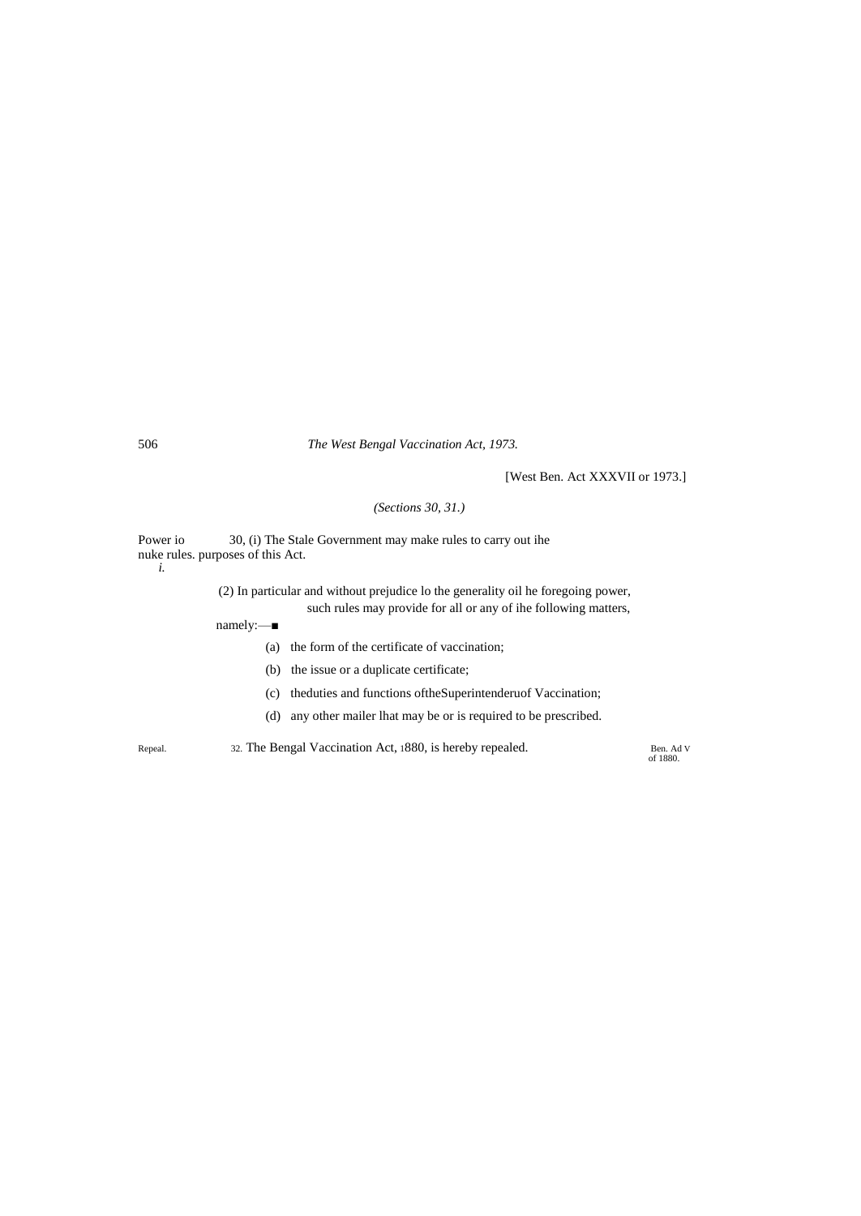[West Ben. Act XXXVII or 1973.]

*(Sections 30, 31.)*

Power io nuke rules. 30, (i) The Stale Government may make rules to carry out ihe purposes of this Act.

*i.*

(2) In particular and without prejudice lo the generality oil he foregoing power, such rules may provide for all or any of ihe following matters, namely:—■

(a) the form of the certificate of vaccination;

(b) the issue or a duplicate certificate;

(c) theduties and functions oftheSuperintenderuof Vaccination;

(d) any other mailer lhat may be or is required to be prescribed.

Repeal. 32. The Bengal Vaccination Act, 1880, is hereby repealed. Ben. Ad V of 1880.